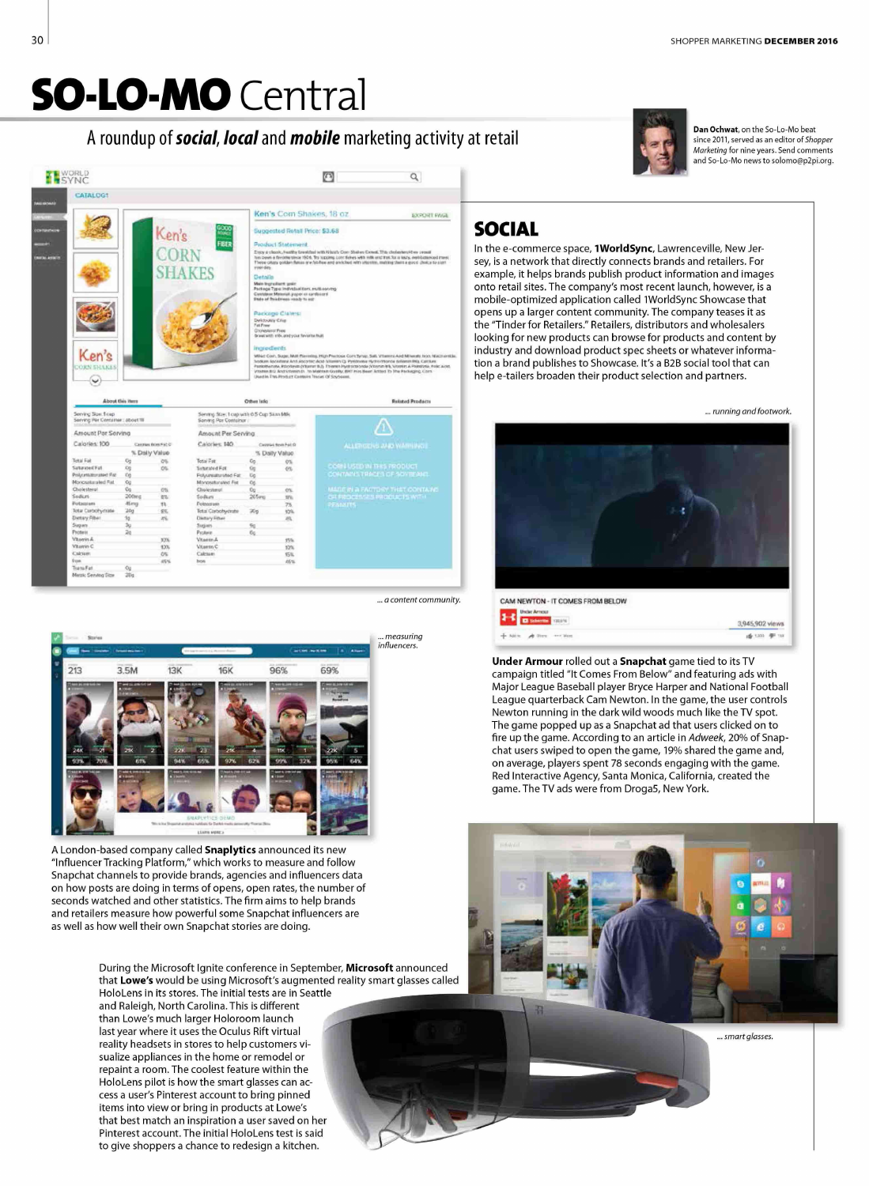# SO-LO-MO Central

A roundup of ***social***, ***local*** and ***mobile*** marketing activity at retail

**Dan Ochwat**, on the So-Lo-Mo beat since 2011, served as an editor of *Shopper Marketing* for nine years. Send comments and So-Lo-Mo news to solomo@p2pi.org.

## SOCIAL

In the e-commerce space, **1WorldSync**, Lawrenceville, New Jersey, is a network that directly connects brands and retailers. For example, it helps brands publish product information and images onto retail sites. The company's most recent launch, however, is a mobile-optimized application called 1WorldSync Showcase that opens up a larger content community. The company teases it as the "Tinder for Retailers." Retailers, distributors and wholesalers looking for new products can browse for products and content by industry and download product spec sheets or whatever information a brand publishes to Showcase. It's a B2B social tool that can help e-tailers broaden their product selection and partners.

*... a content community.*

*... running and footwork.*

**Under Armour** rolled out a **Snapchat** game tied to its TV campaign titled "It Comes From Below" and featuring ads with Major League Baseball player Bryce Harper and National Football League quarterback Cam Newton. In the game, the user controls Newton running in the dark wild woods much like the TV spot. The game popped up as a Snapchat ad that users clicked on to fire up the game. According to an article in *Adweek*, 20% of Snapchat users swiped to open the game, 19% shared the game and, on average, players spent 78 seconds engaging with the game. Red Interactive Agency, Santa Monica, California, created the game. The TV ads were from Droga5, New York.

*... measuring influencers.*

A London-based company called **Snaplytics** announced its new "Influencer Tracking Platform," which works to measure and follow Snapchat channels to provide brands, agencies and influencers data on how posts are doing in terms of opens, open rates, the number of seconds watched and other statistics. The firm aims to help brands and retailers measure how powerful some Snapchat influencers are as well as how well their own Snapchat stories are doing.

During the Microsoft Ignite conference in September, **Microsoft** announced that **Lowe's** would be using Microsoft's augmented reality smart glasses called HoloLens in its stores. The initial tests are in Seattle and Raleigh, North Carolina. This is different than Lowe's much larger Holoroom launch last year where it uses the Oculus Rift virtual reality headsets in stores to help customers visualize appliances in the home or remodel or repaint a room. The coolest feature within the HoloLens pilot is how the smart glasses can access a user's Pinterest account to bring pinned items into view or bring in products at Lowe's that best match an inspiration a user saved on her Pinterest account. The initial HoloLens test is said to give shoppers a chance to redesign a kitchen.

*... smart glasses.*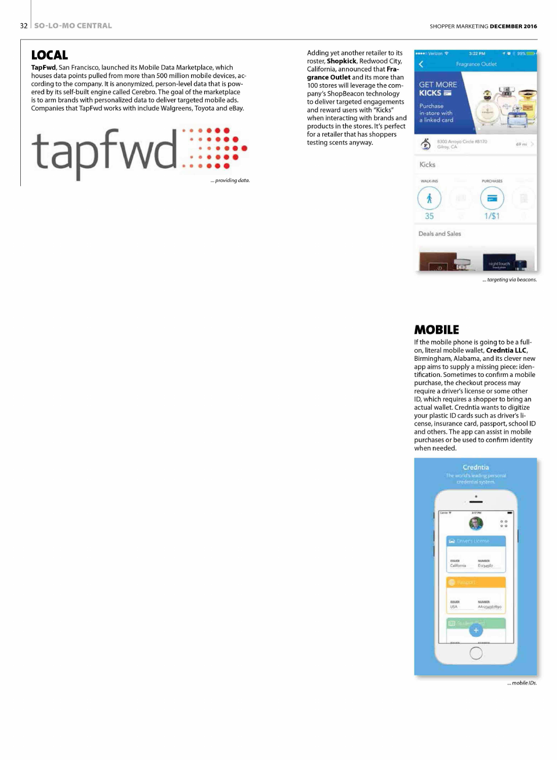## LOCAL

**TapFwd**, San Francisco, launched its Mobile Data Marketplace, which houses data points pulled from more than 500 million mobile devices, according to the company. It is anonymized, person-level data that is powered by its self-built engine called Cerebro. The goal of the marketplace is to arm brands with personalized data to deliver targeted mobile ads. Companies that TapFwd works with include Walgreens, Toyota and eBay.

*... providing data.*

Adding yet another retailer to its roster, **Shopkick**, Redwood City, California, announced that **Fragrance Outlet** and its more than 100 stores will leverage the company's ShopBeacon technology to deliver targeted engagements and reward users with "Kicks" when interacting with brands and products in the stores. It's perfect for a retailer that has shoppers testing scents anyway.

*... targeting via beacons.*

## MOBILE

If the mobile phone is going to be a full-on, literal mobile wallet, **Credntia LLC**, Birmingham, Alabama, and its clever new app aims to supply a missing piece: identification. Sometimes to confirm a mobile purchase, the checkout process may require a driver's license or some other ID, which requires a shopper to bring an actual wallet. Credntia wants to digitize your plastic ID cards such as driver's license, insurance card, passport, school ID and others. The app can assist in mobile purchases or be used to confirm identity when needed.

*... mobile IDs.*